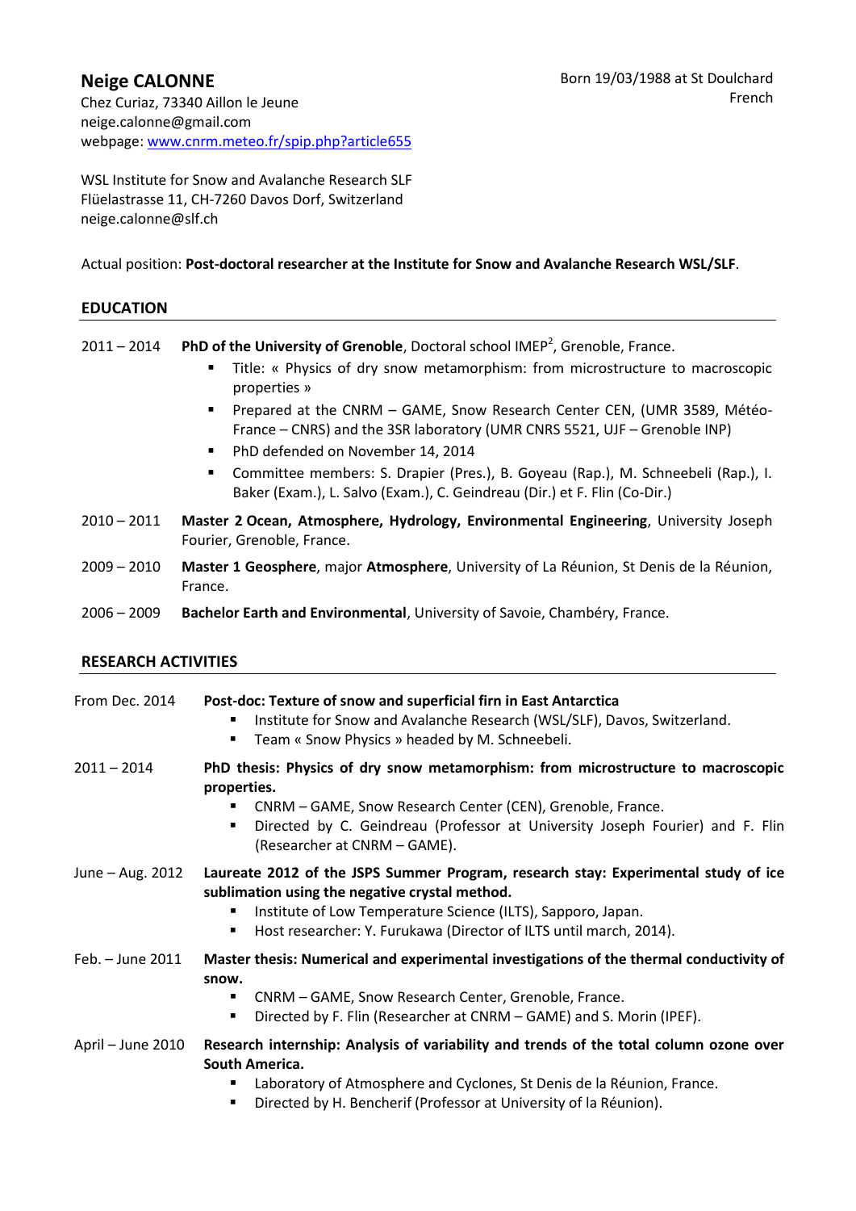# Neige CALONNE

Born 19/03/1988 at St Doulchard
French

Chez Curiaz, 73340 Aillon le Jeune
neige.calonne@gmail.com
webpage: [www.cnrm.meteo.fr/spip.php?article655](www.cnrm.meteo.fr/spip.php?article655)

WSL Institute for Snow and Avalanche Research SLF
Flüelastrasse 11, CH-7260 Davos Dorf, Switzerland
neige.calonne@slf.ch

Actual position: **Post-doctoral researcher at the Institute for Snow and Avalanche Research WSL/SLF**.

## EDUCATION

2011 – 2014 **PhD of the University of Grenoble**, Doctoral school IMEP[2], Grenoble, France.

- Title: « Physics of dry snow metamorphism: from microstructure to macroscopic properties »
- Prepared at the CNRM – GAME, Snow Research Center CEN, (UMR 3589, Météo-France – CNRS) and the 3SR laboratory (UMR CNRS 5521, UJF – Grenoble INP)
- PhD defended on November 14, 2014
- Committee members: S. Drapier (Pres.), B. Goyeau (Rap.), M. Schneebeli (Rap.), I. Baker (Exam.), L. Salvo (Exam.), C. Geindreau (Dir.) et F. Flin (Co-Dir.)

2010 – 2011 **Master 2 Ocean, Atmosphere, Hydrology, Environmental Engineering**, University Joseph Fourier, Grenoble, France.

2009 – 2010 **Master 1 Geosphere**, major **Atmosphere**, University of La Réunion, St Denis de la Réunion, France.

2006 – 2009 **Bachelor Earth and Environmental**, University of Savoie, Chambéry, France.

## RESEARCH ACTIVITIES

From Dec. 2014 **Post-doc: Texture of snow and superficial firn in East Antarctica**

- Institute for Snow and Avalanche Research (WSL/SLF), Davos, Switzerland.
- Team « Snow Physics » headed by M. Schneebeli.

2011 – 2014 **PhD thesis: Physics of dry snow metamorphism: from microstructure to macroscopic properties.**

- CNRM – GAME, Snow Research Center (CEN), Grenoble, France.
- Directed by C. Geindreau (Professor at University Joseph Fourier) and F. Flin (Researcher at CNRM – GAME).

June – Aug. 2012 **Laureate 2012 of the JSPS Summer Program, research stay: Experimental study of ice sublimation using the negative crystal method.**

- Institute of Low Temperature Science (ILTS), Sapporo, Japan.
- Host researcher: Y. Furukawa (Director of ILTS until march, 2014).

Feb. – June 2011 **Master thesis: Numerical and experimental investigations of the thermal conductivity of snow.**

- CNRM – GAME, Snow Research Center, Grenoble, France.
- Directed by F. Flin (Researcher at CNRM – GAME) and S. Morin (IPEF).

April – June 2010 **Research internship: Analysis of variability and trends of the total column ozone over South America.**

- Laboratory of Atmosphere and Cyclones, St Denis de la Réunion, France.
- Directed by H. Bencherif (Professor at University of la Réunion).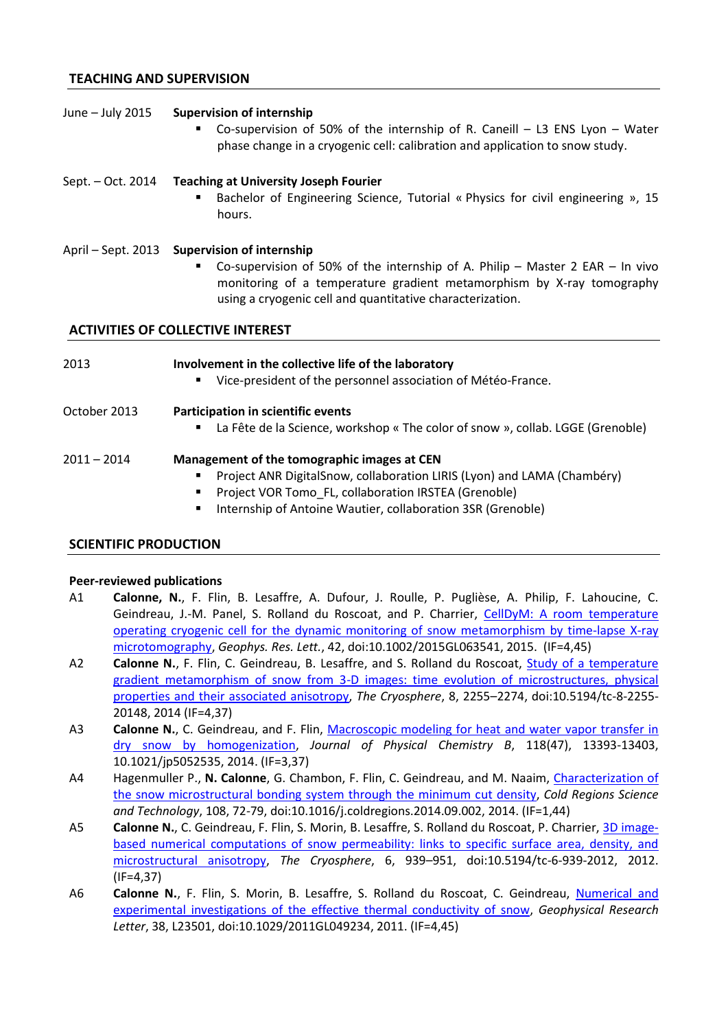## TEACHING AND SUPERVISION

June – July 2015 **Supervision of internship**

- Co-supervision of 50% of the internship of R. Caneill – L3 ENS Lyon – Water phase change in a cryogenic cell: calibration and application to snow study.

Sept. – Oct. 2014 **Teaching at University Joseph Fourier**

- Bachelor of Engineering Science, Tutorial « Physics for civil engineering », 15 hours.

April – Sept. 2013 **Supervision of internship**

- Co-supervision of 50% of the internship of A. Philip – Master 2 EAR – In vivo monitoring of a temperature gradient metamorphism by X-ray tomography using a cryogenic cell and quantitative characterization.

## ACTIVITIES OF COLLECTIVE INTEREST

2013 **Involvement in the collective life of the laboratory**

- Vice-president of the personnel association of Météo-France.

October 2013 **Participation in scientific events**

- La Fête de la Science, workshop « The color of snow », collab. LGGE (Grenoble)

2011 – 2014 **Management of the tomographic images at CEN**

- Project ANR DigitalSnow, collaboration LIRIS (Lyon) and LAMA (Chambéry)
- Project VOR Tomo_FL, collaboration IRSTEA (Grenoble)
- Internship of Antoine Wautier, collaboration 3SR (Grenoble)

## SCIENTIFIC PRODUCTION

**Peer-reviewed publications**

A1 **Calonne, N.**, F. Flin, B. Lesaffre, A. Dufour, J. Roulle, P. Puglièse, A. Philip, F. Lahoucine, C. Geindreau, J.-M. Panel, S. Rolland du Roscoat, and P. Charrier, CellDyM: A room temperature operating cryogenic cell for the dynamic monitoring of snow metamorphism by time-lapse X-ray microtomography, *Geophys. Res. Lett.*, 42, doi:10.1002/2015GL063541, 2015. (IF=4,45)

A2 **Calonne N.**, F. Flin, C. Geindreau, B. Lesaffre, and S. Rolland du Roscoat, Study of a temperature gradient metamorphism of snow from 3-D images: time evolution of microstructures, physical properties and their associated anisotropy, *The Cryosphere*, 8, 2255–2274, doi:10.5194/tc-8-2255-20148, 2014 (IF=4,37)

A3 **Calonne N.**, C. Geindreau, and F. Flin, Macroscopic modeling for heat and water vapor transfer in dry snow by homogenization, *Journal of Physical Chemistry B*, 118(47), 13393-13403, 10.1021/jp5052535, 2014. (IF=3,37)

A4 Hagenmuller P., **N. Calonne**, G. Chambon, F. Flin, C. Geindreau, and M. Naaim, Characterization of the snow microstructural bonding system through the minimum cut density, *Cold Regions Science and Technology*, 108, 72-79, doi:10.1016/j.coldregions.2014.09.002, 2014. (IF=1,44)

A5 **Calonne N.**, C. Geindreau, F. Flin, S. Morin, B. Lesaffre, S. Rolland du Roscoat, P. Charrier, 3D image-based numerical computations of snow permeability: links to specific surface area, density, and microstructural anisotropy, *The Cryosphere*, 6, 939–951, doi:10.5194/tc-6-939-2012, 2012. (IF=4,37)

A6 **Calonne N.**, F. Flin, S. Morin, B. Lesaffre, S. Rolland du Roscoat, C. Geindreau, Numerical and experimental investigations of the effective thermal conductivity of snow, *Geophysical Research Letter*, 38, L23501, doi:10.1029/2011GL049234, 2011. (IF=4,45)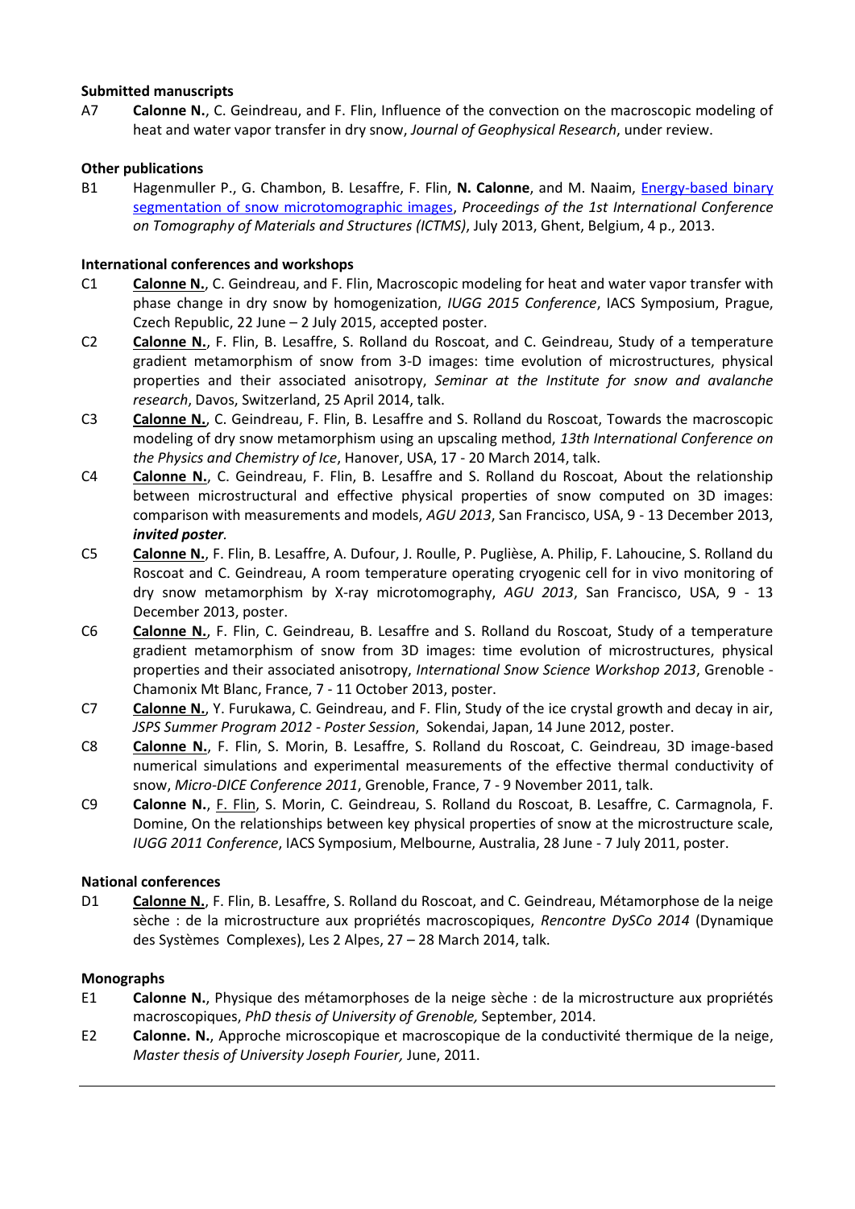### Submitted manuscripts

A7 **Calonne N.**, C. Geindreau, and F. Flin, Influence of the convection on the macroscopic modeling of heat and water vapor transfer in dry snow, *Journal of Geophysical Research*, under review.

### Other publications

B1 Hagenmuller P., G. Chambon, B. Lesaffre, F. Flin, **N. Calonne**, and M. Naaim, Energy-based binary segmentation of snow microtomographic images, *Proceedings of the 1st International Conference on Tomography of Materials and Structures (ICTMS)*, July 2013, Ghent, Belgium, 4 p., 2013.

### International conferences and workshops

C1 **Calonne N.**, C. Geindreau, and F. Flin, Macroscopic modeling for heat and water vapor transfer with phase change in dry snow by homogenization, *IUGG 2015 Conference*, IACS Symposium, Prague, Czech Republic, 22 June – 2 July 2015, accepted poster.

C2 **Calonne N.**, F. Flin, B. Lesaffre, S. Rolland du Roscoat, and C. Geindreau, Study of a temperature gradient metamorphism of snow from 3-D images: time evolution of microstructures, physical properties and their associated anisotropy, *Seminar at the Institute for snow and avalanche research*, Davos, Switzerland, 25 April 2014, talk.

C3 **Calonne N.**, C. Geindreau, F. Flin, B. Lesaffre and S. Rolland du Roscoat, Towards the macroscopic modeling of dry snow metamorphism using an upscaling method, *13th International Conference on the Physics and Chemistry of Ice*, Hanover, USA, 17 - 20 March 2014, talk.

C4 **Calonne N.**, C. Geindreau, F. Flin, B. Lesaffre and S. Rolland du Roscoat, About the relationship between microstructural and effective physical properties of snow computed on 3D images: comparison with measurements and models, *AGU 2013*, San Francisco, USA, 9 - 13 December 2013, ***invited poster***.

C5 **Calonne N.**, F. Flin, B. Lesaffre, A. Dufour, J. Roulle, P. Puglièse, A. Philip, F. Lahoucine, S. Rolland du Roscoat and C. Geindreau, A room temperature operating cryogenic cell for in vivo monitoring of dry snow metamorphism by X-ray microtomography, *AGU 2013*, San Francisco, USA, 9 - 13 December 2013, poster.

C6 **Calonne N.**, F. Flin, C. Geindreau, B. Lesaffre and S. Rolland du Roscoat, Study of a temperature gradient metamorphism of snow from 3D images: time evolution of microstructures, physical properties and their associated anisotropy, *International Snow Science Workshop 2013*, Grenoble - Chamonix Mt Blanc, France, 7 - 11 October 2013, poster.

C7 **Calonne N.**, Y. Furukawa, C. Geindreau, and F. Flin, Study of the ice crystal growth and decay in air, *JSPS Summer Program 2012 - Poster Session*, Sokendai, Japan, 14 June 2012, poster.

C8 **Calonne N.**, F. Flin, S. Morin, B. Lesaffre, S. Rolland du Roscoat, C. Geindreau, 3D image-based numerical simulations and experimental measurements of the effective thermal conductivity of snow, *Micro-DICE Conference 2011*, Grenoble, France, 7 - 9 November 2011, talk.

C9 **Calonne N.**, F. Flin, S. Morin, C. Geindreau, S. Rolland du Roscoat, B. Lesaffre, C. Carmagnola, F. Domine, On the relationships between key physical properties of snow at the microstructure scale, *IUGG 2011 Conference*, IACS Symposium, Melbourne, Australia, 28 June - 7 July 2011, poster.

### National conferences

D1 **Calonne N.**, F. Flin, B. Lesaffre, S. Rolland du Roscoat, and C. Geindreau, Métamorphose de la neige sèche : de la microstructure aux propriétés macroscopiques, *Rencontre DySCo 2014* (Dynamique des Systèmes Complexes), Les 2 Alpes, 27 – 28 March 2014, talk.

### Monographs

E1 **Calonne N.**, Physique des métamorphoses de la neige sèche : de la microstructure aux propriétés macroscopiques, *PhD thesis of University of Grenoble,* September, 2014.

E2 **Calonne. N.**, Approche microscopique et macroscopique de la conductivité thermique de la neige, *Master thesis of University Joseph Fourier,* June, 2011.